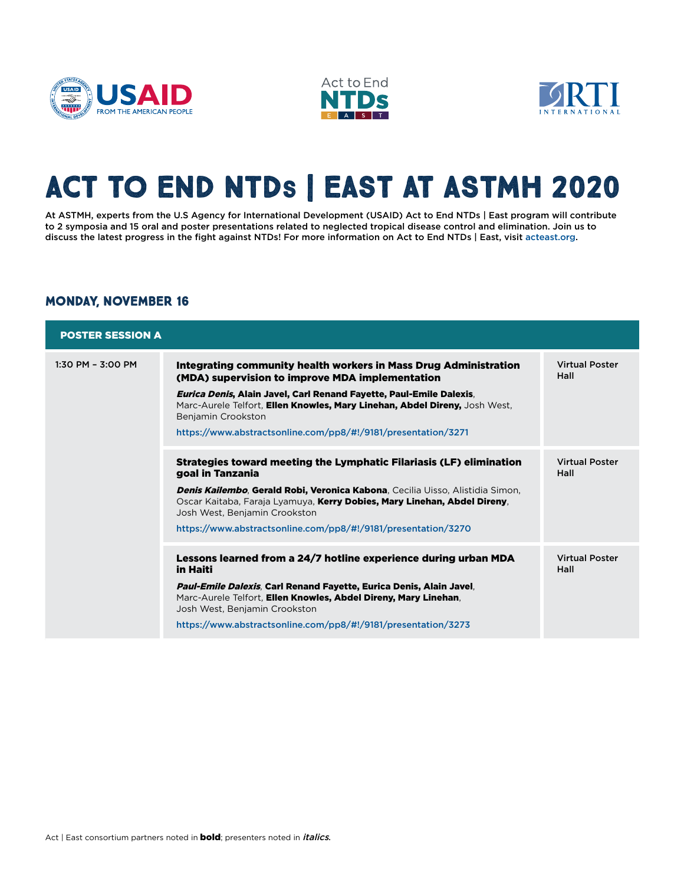# ACT TO END NTDs | EAST AT ASTMH 2020

At ASTMH, experts from the U.S Agency for International Development (USAID) Act to End NTDs | East program will contribute to 2 symposia and 15 oral and poster presentations related to neglected tropical disease control and elimination. Join us to discuss the latest progress in the fight against NTDs! For more information on Act to End NTDs | East, visit acteast.org.

## MONDAY, NOVEMBER 16

| POSTER SESSION A | | |
|---|---|---|
| 1:30 PM – 3:00 PM | **Integrating community health workers in Mass Drug Administration (MDA) supervision to improve MDA implementation**<br>***Eurica Denis*, Alain Javel, Carl Renand Fayette, Paul-Emile Dalexis**, Marc-Aurele Telfort, **Ellen Knowles, Mary Linehan, Abdel Direny,** Josh West, Benjamin Crookston<br>https://www.abstractsonline.com/pp8/#!/9181/presentation/3271 | Virtual Poster Hall |
| | **Strategies toward meeting the Lymphatic Filariasis (LF) elimination goal in Tanzania**<br>***Denis Kailembo*, Gerald Robi, Veronica Kabona**, Cecilia Uisso, Alistidia Simon, Oscar Kaitaba, Faraja Lyamuya, **Kerry Dobies, Mary Linehan, Abdel Direny**, Josh West, Benjamin Crookston<br>https://www.abstractsonline.com/pp8/#!/9181/presentation/3270 | Virtual Poster Hall |
| | **Lessons learned from a 24/7 hotline experience during urban MDA in Haiti**<br>***Paul-Emile Dalexis*, Carl Renand Fayette, Eurica Denis, Alain Javel**, Marc-Aurele Telfort, **Ellen Knowles, Abdel Direny, Mary Linehan**, Josh West, Benjamin Crookston<br>https://www.abstractsonline.com/pp8/#!/9181/presentation/3273 | Virtual Poster Hall |

Act | East consortium partners noted in **bold**; presenters noted in *italics*.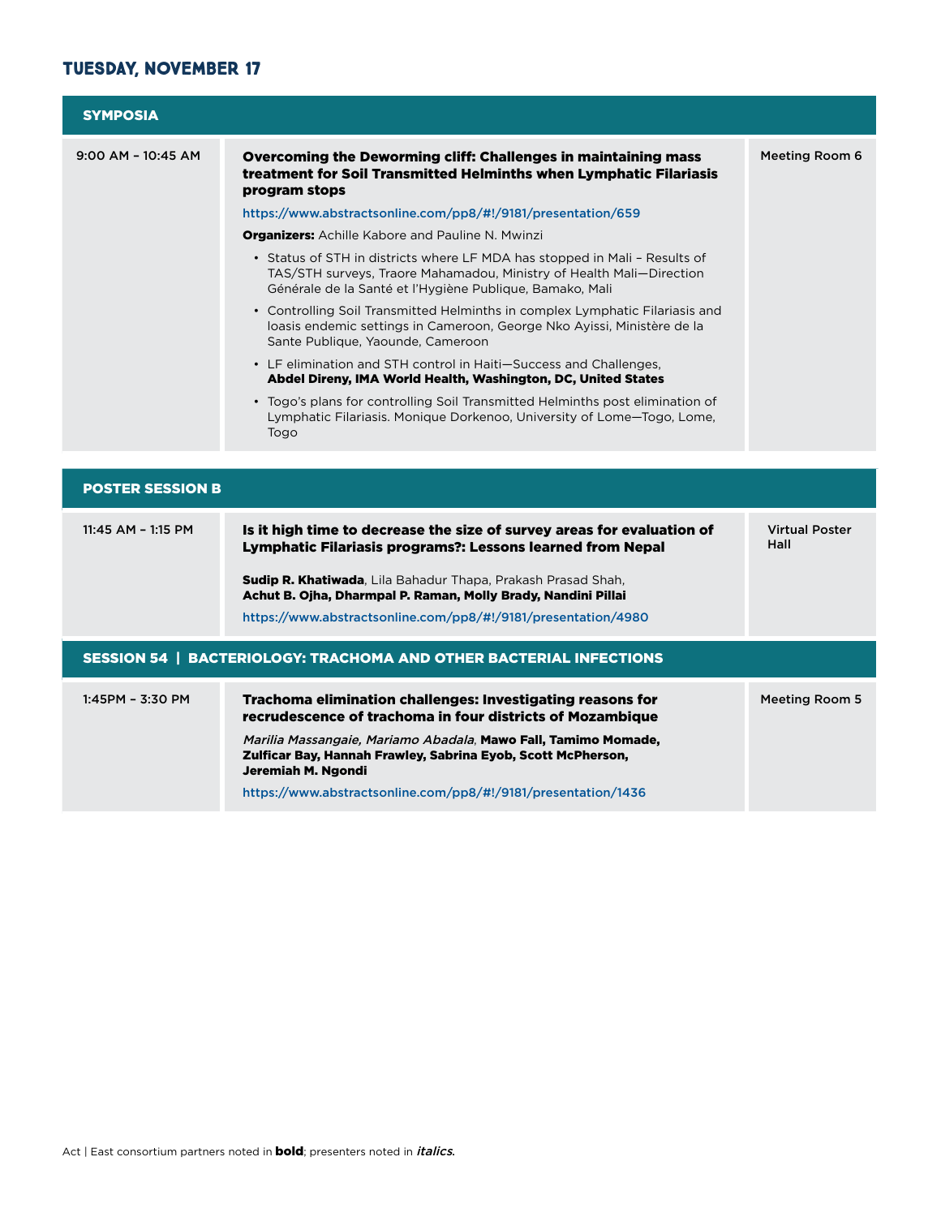## TUESDAY, NOVEMBER 17

### SYMPOSIA

| Time | Session | Location |
|---|---|---|
| 9:00 AM – 10:45 AM | **Overcoming the Deworming cliff: Challenges in maintaining mass treatment for Soil Transmitted Helminths when Lymphatic Filariasis program stops**<br><br>https://www.abstractsonline.com/pp8/#!/9181/presentation/659<br><br>**Organizers:** Achille Kabore and Pauline N. Mwinzi<br><br>• Status of STH in districts where LF MDA has stopped in Mali – Results of TAS/STH surveys, Traore Mahamadou, Ministry of Health Mali—Direction Générale de la Santé et l'Hygiène Publique, Bamako, Mali<br>• Controlling Soil Transmitted Helminths in complex Lymphatic Filariasis and loasis endemic settings in Cameroon, George Nko Ayissi, Ministère de la Sante Publique, Yaounde, Cameroon<br>• LF elimination and STH control in Haiti—Success and Challenges, **Abdel Direny, IMA World Health, Washington, DC, United States**<br>• Togo's plans for controlling Soil Transmitted Helminths post elimination of Lymphatic Filariasis. Monique Dorkenoo, University of Lome—Togo, Lome, Togo | Meeting Room 6 |

### POSTER SESSION B

| Time | Session | Location |
|---|---|---|
| 11:45 AM – 1:15 PM | **Is it high time to decrease the size of survey areas for evaluation of Lymphatic Filariasis programs?: Lessons learned from Nepal**<br><br>**Sudip R. Khatiwada**, Lila Bahadur Thapa, Prakash Prasad Shah, **Achut B. Ojha, Dharmpal P. Raman, Molly Brady, Nandini Pillai**<br><br>https://www.abstractsonline.com/pp8/#!/9181/presentation/4980 | Virtual Poster Hall |

### SESSION 54 | BACTERIOLOGY: TRACHOMA AND OTHER BACTERIAL INFECTIONS

| Time | Session | Location |
|---|---|---|
| 1:45PM – 3:30 PM | **Trachoma elimination challenges: Investigating reasons for recrudescence of trachoma in four districts of Mozambique**<br><br>*Marilia Massangaie, Mariamo Abadala*, **Mawo Fall, Tamimo Momade, Zulficar Bay, Hannah Frawley, Sabrina Eyob, Scott McPherson, Jeremiah M. Ngondi**<br><br>https://www.abstractsonline.com/pp8/#!/9181/presentation/1436 | Meeting Room 5 |

Act | East consortium partners noted in **bold**; presenters noted in *italics*.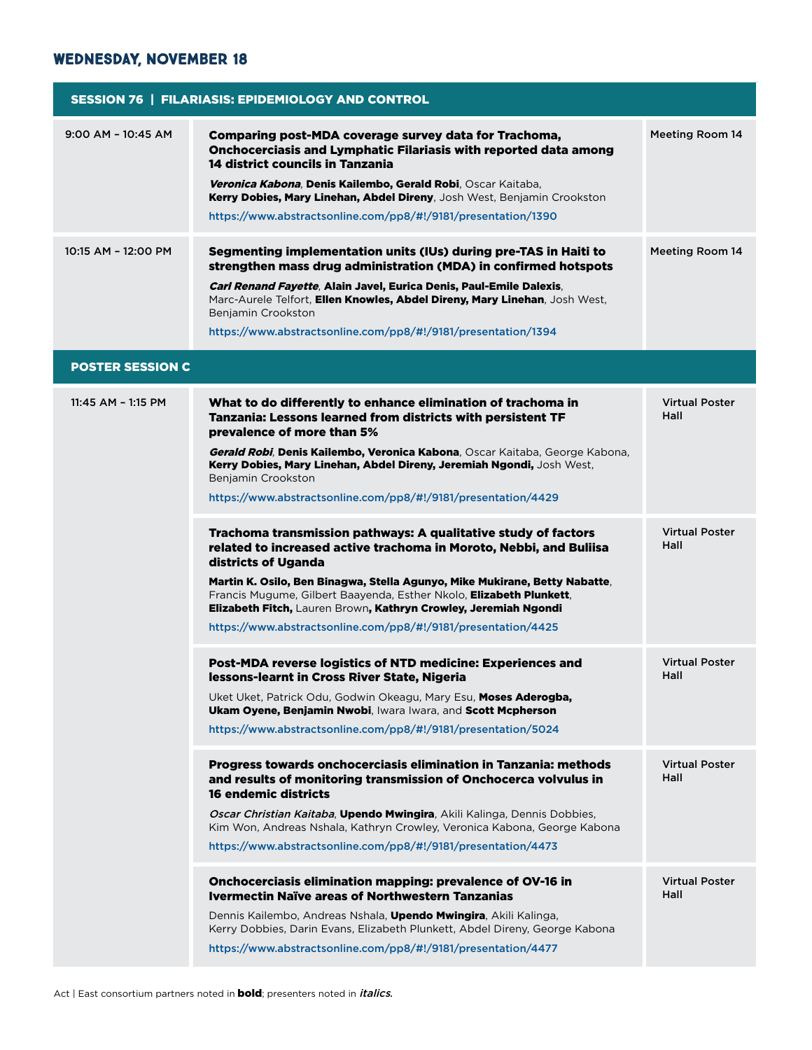## WEDNESDAY, NOVEMBER 18

### SESSION 76 | FILARIASIS: EPIDEMIOLOGY AND CONTROL

| Time | Presentation | Location |
|---|---|---|
| 9:00 AM – 10:45 AM | **Comparing post-MDA coverage survey data for Trachoma, Onchocerciasis and Lymphatic Filariasis with reported data among 14 district councils in Tanzania**<br>***Veronica Kabona***, **Denis Kailembo, Gerald Robi**, Oscar Kaitaba, **Kerry Dobies, Mary Linehan, Abdel Direny**, Josh West, Benjamin Crookston<br>https://www.abstractsonline.com/pp8/#!/9181/presentation/1390 | Meeting Room 14 |
| 10:15 AM – 12:00 PM | **Segmenting implementation units (IUs) during pre-TAS in Haiti to strengthen mass drug administration (MDA) in confirmed hotspots**<br>***Carl Renand Fayette***, **Alain Javel, Eurica Denis, Paul-Emile Dalexis**, Marc-Aurele Telfort, **Ellen Knowles, Abdel Direny, Mary Linehan**, Josh West, Benjamin Crookston<br>https://www.abstractsonline.com/pp8/#!/9181/presentation/1394 | Meeting Room 14 |

### POSTER SESSION C

| Time | Presentation | Location |
|---|---|---|
| 11:45 AM – 1:15 PM | **What to do differently to enhance elimination of trachoma in Tanzania: Lessons learned from districts with persistent TF prevalence of more than 5%**<br>***Gerald Robi***, **Denis Kailembo, Veronica Kabona**, Oscar Kaitaba, George Kabona, **Kerry Dobies, Mary Linehan, Abdel Direny, Jeremiah Ngondi,** Josh West, Benjamin Crookston<br>https://www.abstractsonline.com/pp8/#!/9181/presentation/4429 | Virtual Poster Hall |
| | **Trachoma transmission pathways: A qualitative study of factors related to increased active trachoma in Moroto, Nebbi, and Buliisa districts of Uganda**<br>**Martin K. Osilo, Ben Binagwa, Stella Agunyo, Mike Mukirane, Betty Nabatte**, Francis Mugume, Gilbert Baayenda, Esther Nkolo, **Elizabeth Plunkett**, **Elizabeth Fitch,** Lauren Brown**, Kathryn Crowley, Jeremiah Ngondi**<br>https://www.abstractsonline.com/pp8/#!/9181/presentation/4425 | Virtual Poster Hall |
| | **Post-MDA reverse logistics of NTD medicine: Experiences and lessons-learnt in Cross River State, Nigeria**<br>Uket Uket, Patrick Odu, Godwin Okeagu, Mary Esu, **Moses Aderogba, Ukam Oyene, Benjamin Nwobi**, Iwara Iwara, and **Scott Mcpherson**<br>https://www.abstractsonline.com/pp8/#!/9181/presentation/5024 | Virtual Poster Hall |
| | **Progress towards onchocerciasis elimination in Tanzania: methods and results of monitoring transmission of Onchocerca volvulus in 16 endemic districts**<br>*Oscar Christian Kaitaba*, **Upendo Mwingira**, Akili Kalinga, Dennis Dobbies, Kim Won, Andreas Nshala, Kathryn Crowley, Veronica Kabona, George Kabona<br>https://www.abstractsonline.com/pp8/#!/9181/presentation/4473 | Virtual Poster Hall |
| | **Onchocerciasis elimination mapping: prevalence of OV-16 in Ivermectin Naïve areas of Northwestern Tanzanias**<br>Dennis Kailembo, Andreas Nshala, **Upendo Mwingira**, Akili Kalinga, Kerry Dobbies, Darin Evans, Elizabeth Plunkett, Abdel Direny, George Kabona<br>https://www.abstractsonline.com/pp8/#!/9181/presentation/4477 | Virtual Poster Hall |

Act | East consortium partners noted in **bold**; presenters noted in *italics*.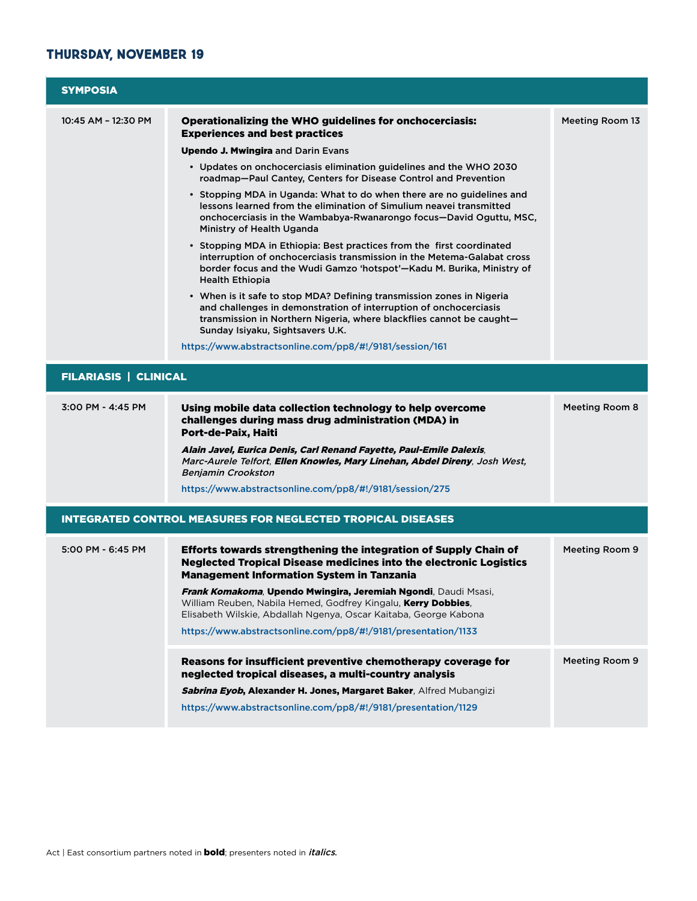## THURSDAY, NOVEMBER 19

### SYMPOSIA

| | | |
|---|---|---|
| 10:45 AM – 12:30 PM | **Operationalizing the WHO guidelines for onchocerciasis: Experiences and best practices**<br><br>**Upendo J. Mwingira** and Darin Evans<br><br>• Updates on onchocerciasis elimination guidelines and the WHO 2030 roadmap—Paul Cantey, Centers for Disease Control and Prevention<br>• Stopping MDA in Uganda: What to do when there are no guidelines and lessons learned from the elimination of Simulium neavei transmitted onchocerciasis in the Wambabya-Rwanarongo focus—David Oguttu, MSC, Ministry of Health Uganda<br>• Stopping MDA in Ethiopia: Best practices from the first coordinated interruption of onchocerciasis transmission in the Metema-Galabat cross border focus and the Wudi Gamzo 'hotspot'—Kadu M. Burika, Ministry of Health Ethiopia<br>• When is it safe to stop MDA? Defining transmission zones in Nigeria and challenges in demonstration of interruption of onchocerciasis transmission in Northern Nigeria, where blackflies cannot be caught—Sunday Isiyaku, Sightsavers U.K.<br><br>https://www.abstractsonline.com/pp8/#!/9181/session/161 | Meeting Room 13 |

### FILARIASIS | CLINICAL

| | | |
|---|---|---|
| 3:00 PM - 4:45 PM | **Using mobile data collection technology to help overcome challenges during mass drug administration (MDA) in Port-de-Paix, Haiti**<br><br>***Alain Javel, Eurica Denis, Carl Renand Fayette, Paul-Emile Dalexis***, *Marc-Aurele Telfort*, ***Ellen Knowles, Mary Linehan, Abdel Direny***, *Josh West, Benjamin Crookston*<br><br>https://www.abstractsonline.com/pp8/#!/9181/session/275 | Meeting Room 8 |

### INTEGRATED CONTROL MEASURES FOR NEGLECTED TROPICAL DISEASES

| | | |
|---|---|---|
| 5:00 PM - 6:45 PM | **Efforts towards strengthening the integration of Supply Chain of Neglected Tropical Disease medicines into the electronic Logistics Management Information System in Tanzania**<br><br>***Frank Komakoma***, **Upendo Mwingira, Jeremiah Ngondi**, Daudi Msasi, William Reuben, Nabila Hemed, Godfrey Kingalu, **Kerry Dobbies**, Elisabeth Wilskie, Abdallah Ngenya, Oscar Kaitaba, George Kabona<br><br>https://www.abstractsonline.com/pp8/#!/9181/presentation/1133 | Meeting Room 9 |
| | **Reasons for insufficient preventive chemotherapy coverage for neglected tropical diseases, a multi-country analysis**<br><br>***Sabrina Eyob*, Alexander H. Jones, Margaret Baker**, Alfred Mubangizi<br><br>https://www.abstractsonline.com/pp8/#!/9181/presentation/1129 | Meeting Room 9 |

Act | East consortium partners noted in **bold**; presenters noted in *italics*.